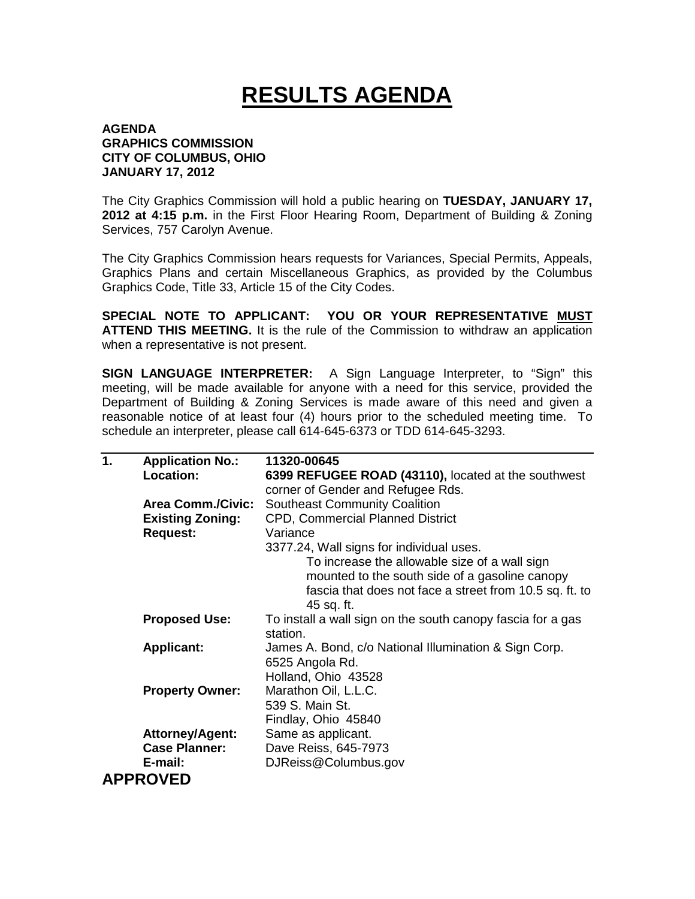# RESULTS AGENDA

**AGENDA**
**GRAPHICS COMMISSION**
**CITY OF COLUMBUS, OHIO**
**JANUARY 17, 2012**

The City Graphics Commission will hold a public hearing on **TUESDAY, JANUARY 17, 2012 at 4:15 p.m.** in the First Floor Hearing Room, Department of Building & Zoning Services, 757 Carolyn Avenue.

The City Graphics Commission hears requests for Variances, Special Permits, Appeals, Graphics Plans and certain Miscellaneous Graphics, as provided by the Columbus Graphics Code, Title 33, Article 15 of the City Codes.

**SPECIAL NOTE TO APPLICANT: YOU OR YOUR REPRESENTATIVE MUST ATTEND THIS MEETING.** It is the rule of the Commission to withdraw an application when a representative is not present.

**SIGN LANGUAGE INTERPRETER:** A Sign Language Interpreter, to "Sign" this meeting, will be made available for anyone with a need for this service, provided the Department of Building & Zoning Services is made aware of this need and given a reasonable notice of at least four (4) hours prior to the scheduled meeting time. To schedule an interpreter, please call 614-645-6373 or TDD 614-645-3293.

| 1. | **Application No.:** | **11320-00645** |
|---|---|---|
| | **Location:** | **6399 REFUGEE ROAD (43110),** located at the southwest corner of Gender and Refugee Rds. |
| | **Area Comm./Civic:** | Southeast Community Coalition |
| | **Existing Zoning:** | CPD, Commercial Planned District |
| | **Request:** | Variance<br>3377.24, Wall signs for individual uses.<br>To increase the allowable size of a wall sign mounted to the south side of a gasoline canopy fascia that does not face a street from 10.5 sq. ft. to 45 sq. ft. |
| | **Proposed Use:** | To install a wall sign on the south canopy fascia for a gas station. |
| | **Applicant:** | James A. Bond, c/o National Illumination & Sign Corp.<br>6525 Angola Rd.<br>Holland, Ohio 43528 |
| | **Property Owner:** | Marathon Oil, L.L.C.<br>539 S. Main St.<br>Findlay, Ohio 45840 |
| | **Attorney/Agent:** | Same as applicant. |
| | **Case Planner:** | Dave Reiss, 645-7973 |
| | **E-mail:** | DJReiss@Columbus.gov |

**APPROVED**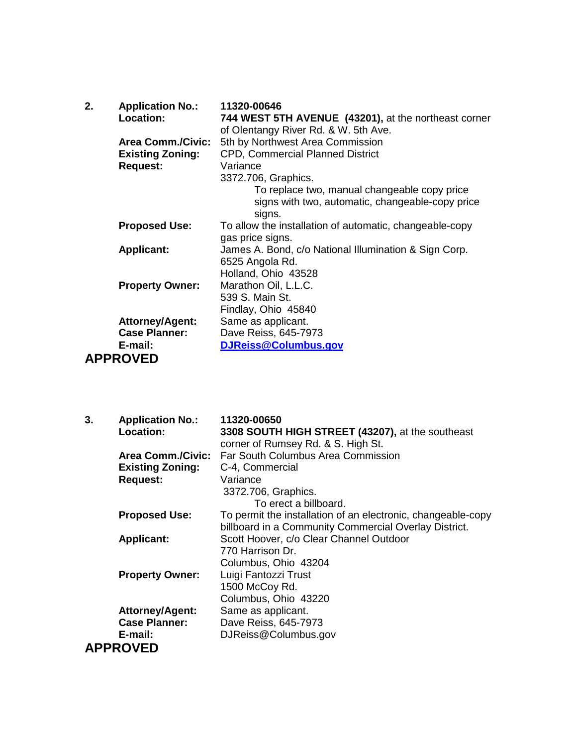**2.** **Application No.:** **11320-00646**

**Location:** **744 WEST 5TH AVENUE (43201),** at the northeast corner of Olentangy River Rd. & W. 5th Ave.

**Area Comm./Civic:** 5th by Northwest Area Commission

**Existing Zoning:** CPD, Commercial Planned District

**Request:** Variance

3372.706, Graphics.

To replace two, manual changeable copy price signs with two, automatic, changeable-copy price signs.

**Proposed Use:** To allow the installation of automatic, changeable-copy gas price signs.

**Applicant:** James A. Bond, c/o National Illumination & Sign Corp.
6525 Angola Rd.
Holland, Ohio 43528

**Property Owner:** Marathon Oil, L.L.C.
539 S. Main St.
Findlay, Ohio 45840

**Attorney/Agent:** Same as applicant.

**Case Planner:** Dave Reiss, 645-7973

**E-mail:** **DJReiss@Columbus.gov**

**APPROVED**

**3.** **Application No.:** **11320-00650**

**Location:** **3308 SOUTH HIGH STREET (43207),** at the southeast corner of Rumsey Rd. & S. High St.

**Area Comm./Civic:** Far South Columbus Area Commission

**Existing Zoning:** C-4, Commercial

**Request:** Variance

3372.706, Graphics.

To erect a billboard.

**Proposed Use:** To permit the installation of an electronic, changeable-copy billboard in a Community Commercial Overlay District.

**Applicant:** Scott Hoover, c/o Clear Channel Outdoor
770 Harrison Dr.
Columbus, Ohio 43204

**Property Owner:** Luigi Fantozzi Trust
1500 McCoy Rd.
Columbus, Ohio 43220

**Attorney/Agent:** Same as applicant.

**Case Planner:** Dave Reiss, 645-7973

**E-mail:** DJReiss@Columbus.gov

**APPROVED**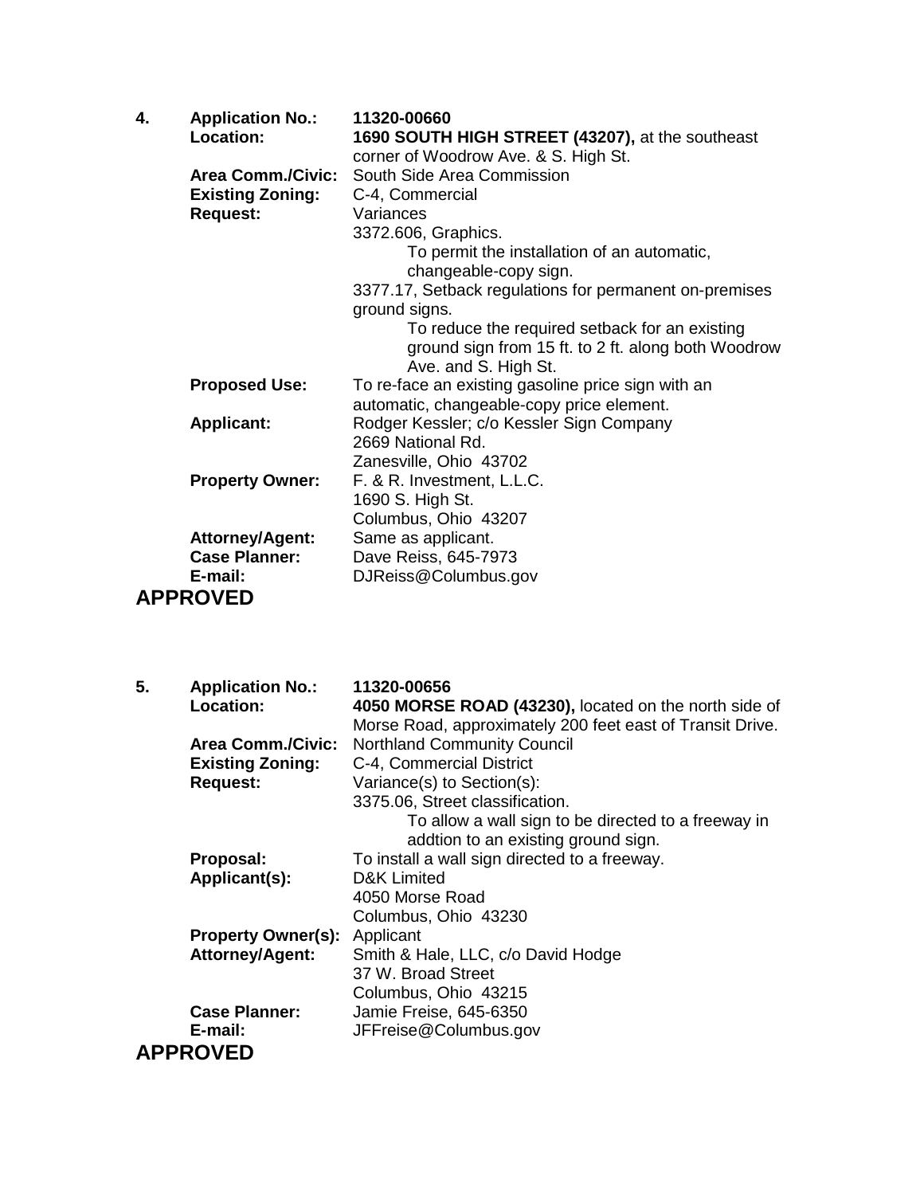**4.** **Application No.:** **11320-00660**

**Location:** **1690 SOUTH HIGH STREET (43207),** at the southeast corner of Woodrow Ave. & S. High St.

**Area Comm./Civic:** South Side Area Commission

**Existing Zoning:** C-4, Commercial

**Request:** Variances

3372.606, Graphics.

To permit the installation of an automatic, changeable-copy sign.

3377.17, Setback regulations for permanent on-premises ground signs.

To reduce the required setback for an existing ground sign from 15 ft. to 2 ft. along both Woodrow Ave. and S. High St.

**Proposed Use:** To re-face an existing gasoline price sign with an automatic, changeable-copy price element.

**Applicant:** Rodger Kessler; c/o Kessler Sign Company
2669 National Rd.
Zanesville, Ohio 43702

**Property Owner:** F. & R. Investment, L.L.C.
1690 S. High St.
Columbus, Ohio 43207

**Attorney/Agent:** Same as applicant.

**Case Planner:** Dave Reiss, 645-7973

**E-mail:** DJReiss@Columbus.gov

**APPROVED**

**5.** **Application No.:** **11320-00656**

**Location:** **4050 MORSE ROAD (43230),** located on the north side of Morse Road, approximately 200 feet east of Transit Drive.

**Area Comm./Civic:** Northland Community Council

**Existing Zoning:** C-4, Commercial District

**Request:** Variance(s) to Section(s):

3375.06, Street classification.

To allow a wall sign to be directed to a freeway in addtion to an existing ground sign.

**Proposal:** To install a wall sign directed to a freeway.

**Applicant(s):** D&K Limited
4050 Morse Road
Columbus, Ohio 43230

**Property Owner(s):** Applicant

**Attorney/Agent:** Smith & Hale, LLC, c/o David Hodge
37 W. Broad Street
Columbus, Ohio 43215

**Case Planner:** Jamie Freise, 645-6350

**E-mail:** JFFreise@Columbus.gov

**APPROVED**